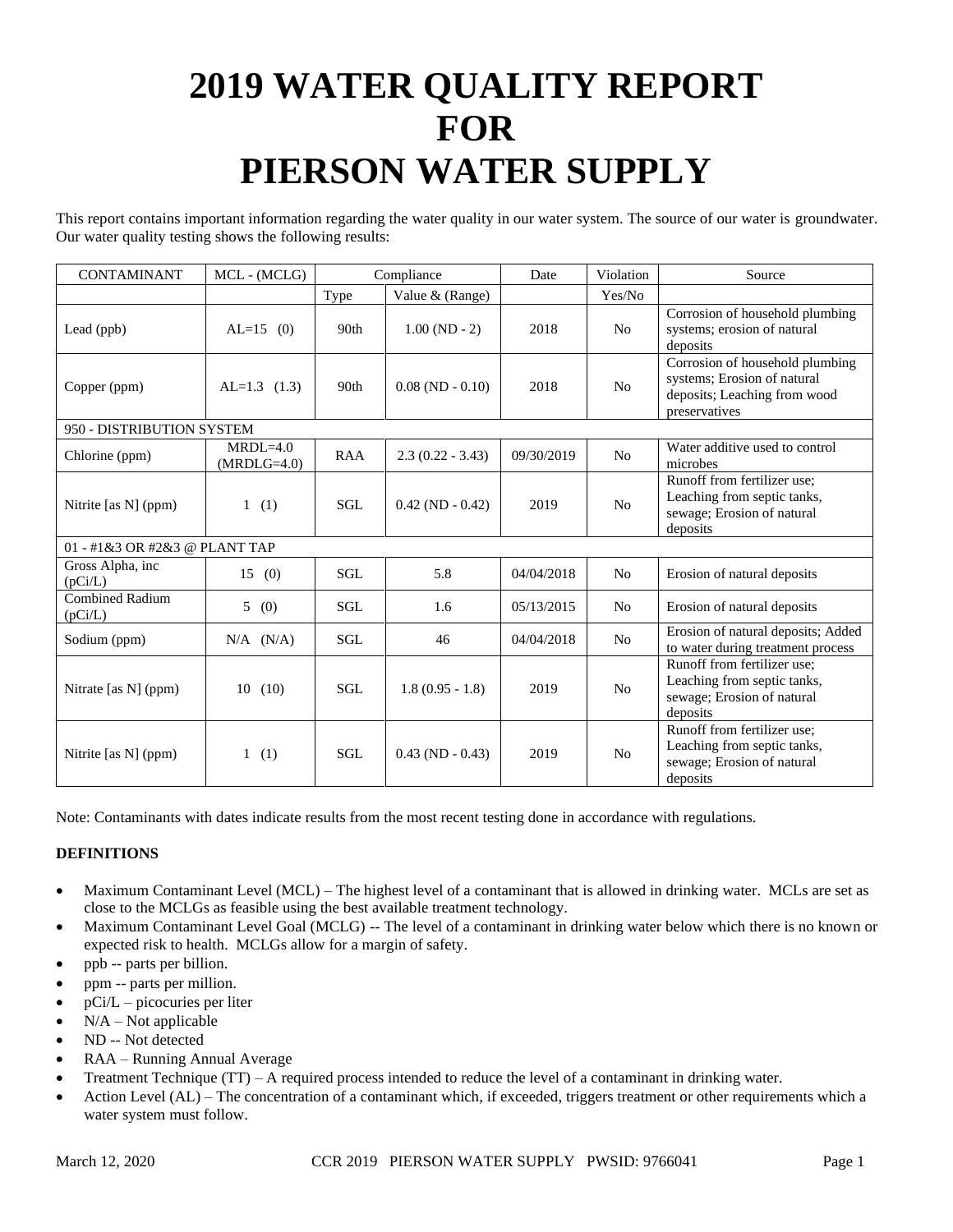# 2019 WATER QUALITY REPORT FOR PIERSON WATER SUPPLY

This report contains important information regarding the water quality in our water system. The source of our water is groundwater. Our water quality testing shows the following results:

| CONTAMINANT | MCL - (MCLG) | Compliance | | Date | Violation | Source |
|---|---|---|---|---|---|---|
| | | Type | Value & (Range) | | Yes/No | |
| Lead (ppb) | AL=15 (0) | 90th | 1.00 (ND - 2) | 2018 | No | Corrosion of household plumbing systems; erosion of natural deposits |
| Copper (ppm) | AL=1.3 (1.3) | 90th | 0.08 (ND - 0.10) | 2018 | No | Corrosion of household plumbing systems; Erosion of natural deposits; Leaching from wood preservatives |
| 950 - DISTRIBUTION SYSTEM | | | | | | |
| Chlorine (ppm) | MRDL=4.0 (MRDLG=4.0) | RAA | 2.3 (0.22 - 3.43) | 09/30/2019 | No | Water additive used to control microbes |
| Nitrite [as N] (ppm) | 1 (1) | SGL | 0.42 (ND - 0.42) | 2019 | No | Runoff from fertilizer use; Leaching from septic tanks, sewage; Erosion of natural deposits |
| 01 - #1&3 OR #2&3 @ PLANT TAP | | | | | | |
| Gross Alpha, inc (pCi/L) | 15 (0) | SGL | 5.8 | 04/04/2018 | No | Erosion of natural deposits |
| Combined Radium (pCi/L) | 5 (0) | SGL | 1.6 | 05/13/2015 | No | Erosion of natural deposits |
| Sodium (ppm) | N/A (N/A) | SGL | 46 | 04/04/2018 | No | Erosion of natural deposits; Added to water during treatment process |
| Nitrate [as N] (ppm) | 10 (10) | SGL | 1.8 (0.95 - 1.8) | 2019 | No | Runoff from fertilizer use; Leaching from septic tanks, sewage; Erosion of natural deposits |
| Nitrite [as N] (ppm) | 1 (1) | SGL | 0.43 (ND - 0.43) | 2019 | No | Runoff from fertilizer use; Leaching from septic tanks, sewage; Erosion of natural deposits |

Note: Contaminants with dates indicate results from the most recent testing done in accordance with regulations.

**DEFINITIONS**

- Maximum Contaminant Level (MCL) – The highest level of a contaminant that is allowed in drinking water. MCLs are set as close to the MCLGs as feasible using the best available treatment technology.
- Maximum Contaminant Level Goal (MCLG) -- The level of a contaminant in drinking water below which there is no known or expected risk to health. MCLGs allow for a margin of safety.
- ppb -- parts per billion.
- ppm -- parts per million.
- pCi/L – picocuries per liter
- N/A – Not applicable
- ND -- Not detected
- RAA – Running Annual Average
- Treatment Technique (TT) – A required process intended to reduce the level of a contaminant in drinking water.
- Action Level (AL) – The concentration of a contaminant which, if exceeded, triggers treatment or other requirements which a water system must follow.

March 12, 2020 CCR 2019 PIERSON WATER SUPPLY PWSID: 9766041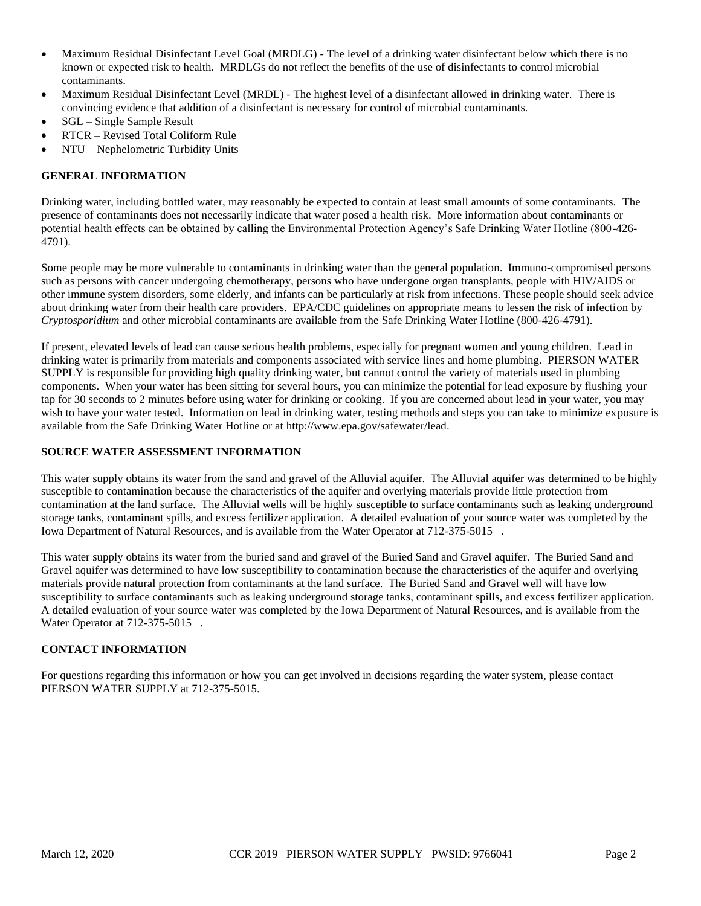- Maximum Residual Disinfectant Level Goal (MRDLG) - The level of a drinking water disinfectant below which there is no known or expected risk to health. MRDLGs do not reflect the benefits of the use of disinfectants to control microbial contaminants.
- Maximum Residual Disinfectant Level (MRDL) - The highest level of a disinfectant allowed in drinking water. There is convincing evidence that addition of a disinfectant is necessary for control of microbial contaminants.
- SGL – Single Sample Result
- RTCR – Revised Total Coliform Rule
- NTU – Nephelometric Turbidity Units

**GENERAL INFORMATION**

Drinking water, including bottled water, may reasonably be expected to contain at least small amounts of some contaminants. The presence of contaminants does not necessarily indicate that water posed a health risk. More information about contaminants or potential health effects can be obtained by calling the Environmental Protection Agency's Safe Drinking Water Hotline (800-426-4791).

Some people may be more vulnerable to contaminants in drinking water than the general population. Immuno-compromised persons such as persons with cancer undergoing chemotherapy, persons who have undergone organ transplants, people with HIV/AIDS or other immune system disorders, some elderly, and infants can be particularly at risk from infections. These people should seek advice about drinking water from their health care providers. EPA/CDC guidelines on appropriate means to lessen the risk of infection by *Cryptosporidium* and other microbial contaminants are available from the Safe Drinking Water Hotline (800-426-4791).

If present, elevated levels of lead can cause serious health problems, especially for pregnant women and young children. Lead in drinking water is primarily from materials and components associated with service lines and home plumbing. PIERSON WATER SUPPLY is responsible for providing high quality drinking water, but cannot control the variety of materials used in plumbing components. When your water has been sitting for several hours, you can minimize the potential for lead exposure by flushing your tap for 30 seconds to 2 minutes before using water for drinking or cooking. If you are concerned about lead in your water, you may wish to have your water tested. Information on lead in drinking water, testing methods and steps you can take to minimize exposure is available from the Safe Drinking Water Hotline or at http://www.epa.gov/safewater/lead.

**SOURCE WATER ASSESSMENT INFORMATION**

This water supply obtains its water from the sand and gravel of the Alluvial aquifer. The Alluvial aquifer was determined to be highly susceptible to contamination because the characteristics of the aquifer and overlying materials provide little protection from contamination at the land surface. The Alluvial wells will be highly susceptible to surface contaminants such as leaking underground storage tanks, contaminant spills, and excess fertilizer application. A detailed evaluation of your source water was completed by the Iowa Department of Natural Resources, and is available from the Water Operator at 712-375-5015 .

This water supply obtains its water from the buried sand and gravel of the Buried Sand and Gravel aquifer. The Buried Sand and Gravel aquifer was determined to have low susceptibility to contamination because the characteristics of the aquifer and overlying materials provide natural protection from contaminants at the land surface. The Buried Sand and Gravel well will have low susceptibility to surface contaminants such as leaking underground storage tanks, contaminant spills, and excess fertilizer application. A detailed evaluation of your source water was completed by the Iowa Department of Natural Resources, and is available from the Water Operator at 712-375-5015 .

**CONTACT INFORMATION**

For questions regarding this information or how you can get involved in decisions regarding the water system, please contact PIERSON WATER SUPPLY at 712-375-5015.